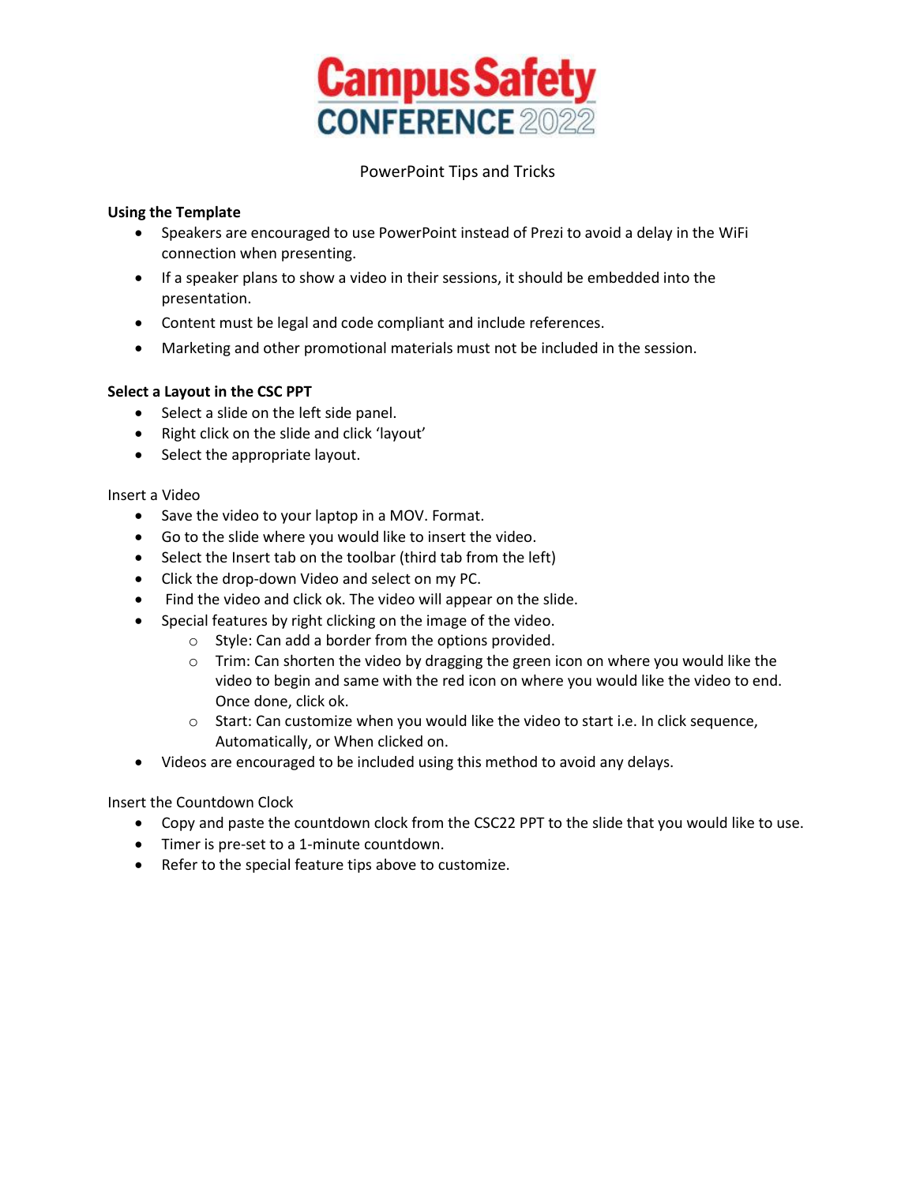# Campus Safety CONFERENCE 2022

PowerPoint Tips and Tricks

**Using the Template**

- Speakers are encouraged to use PowerPoint instead of Prezi to avoid a delay in the WiFi connection when presenting.
- If a speaker plans to show a video in their sessions, it should be embedded into the presentation.
- Content must be legal and code compliant and include references.
- Marketing and other promotional materials must not be included in the session.

**Select a Layout in the CSC PPT**

- Select a slide on the left side panel.
- Right click on the slide and click 'layout'
- Select the appropriate layout.

Insert a Video

- Save the video to your laptop in a MOV. Format.
- Go to the slide where you would like to insert the video.
- Select the Insert tab on the toolbar (third tab from the left)
- Click the drop-down Video and select on my PC.
- Find the video and click ok. The video will appear on the slide.
- Special features by right clicking on the image of the video.
    - Style: Can add a border from the options provided.
    - Trim: Can shorten the video by dragging the green icon on where you would like the video to begin and same with the red icon on where you would like the video to end. Once done, click ok.
    - Start: Can customize when you would like the video to start i.e. In click sequence, Automatically, or When clicked on.
- Videos are encouraged to be included using this method to avoid any delays.

Insert the Countdown Clock

- Copy and paste the countdown clock from the CSC22 PPT to the slide that you would like to use.
- Timer is pre-set to a 1-minute countdown.
- Refer to the special feature tips above to customize.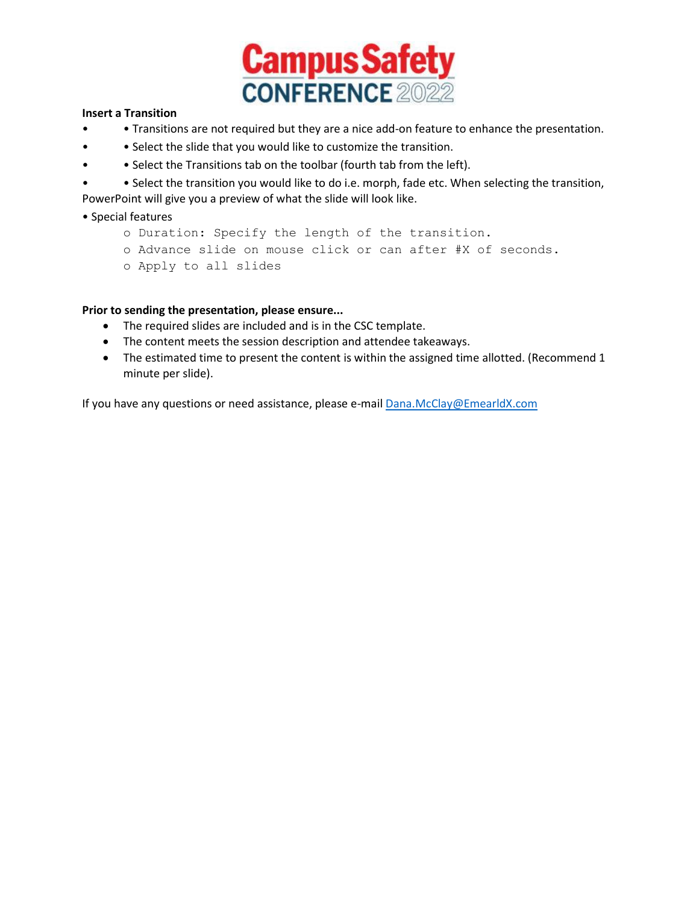**Insert a Transition**

- • Transitions are not required but they are a nice add-on feature to enhance the presentation.
- • Select the slide that you would like to customize the transition.
- • Select the Transitions tab on the toolbar (fourth tab from the left).
- • Select the transition you would like to do i.e. morph, fade etc. When selecting the transition, PowerPoint will give you a preview of what the slide will look like.

• Special features

- o Duration: Specify the length of the transition.
- o Advance slide on mouse click or can after #X of seconds.
- o Apply to all slides

**Prior to sending the presentation, please ensure...**

- The required slides are included and is in the CSC template.
- The content meets the session description and attendee takeaways.
- The estimated time to present the content is within the assigned time allotted. (Recommend 1 minute per slide).

If you have any questions or need assistance, please e-mail [Dana.McClay@EmearldX.com](mailto:Dana.McClay@EmearldX.com)